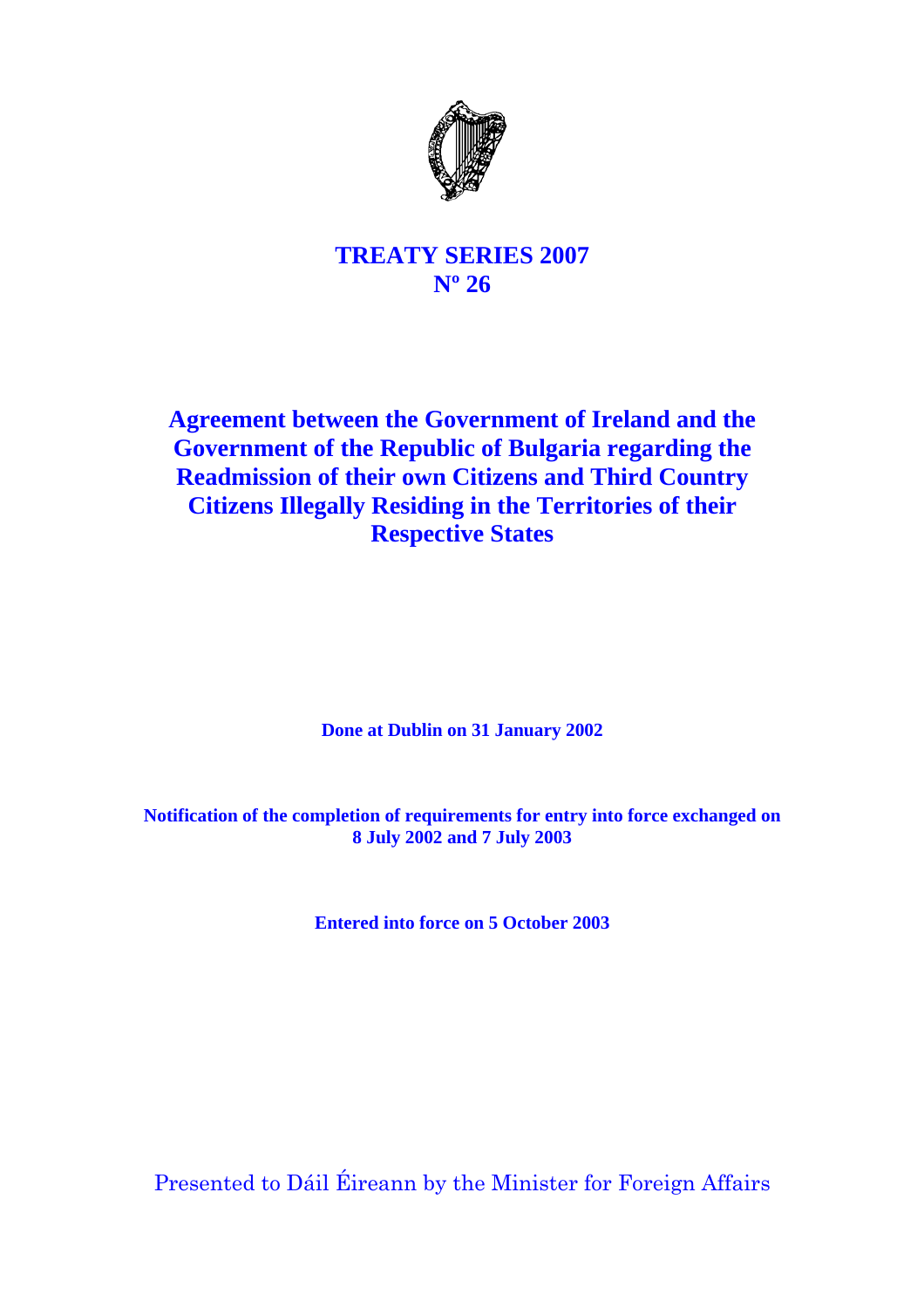# TREATY SERIES 2007
# Nº 26

## Agreement between the Government of Ireland and the Government of the Republic of Bulgaria regarding the Readmission of their own Citizens and Third Country Citizens Illegally Residing in the Territories of their Respective States

**Done at Dublin on 31 January 2002**

**Notification of the completion of requirements for entry into force exchanged on 8 July 2002 and 7 July 2003**

**Entered into force on 5 October 2003**

Presented to Dáil Éireann by the Minister for Foreign Affairs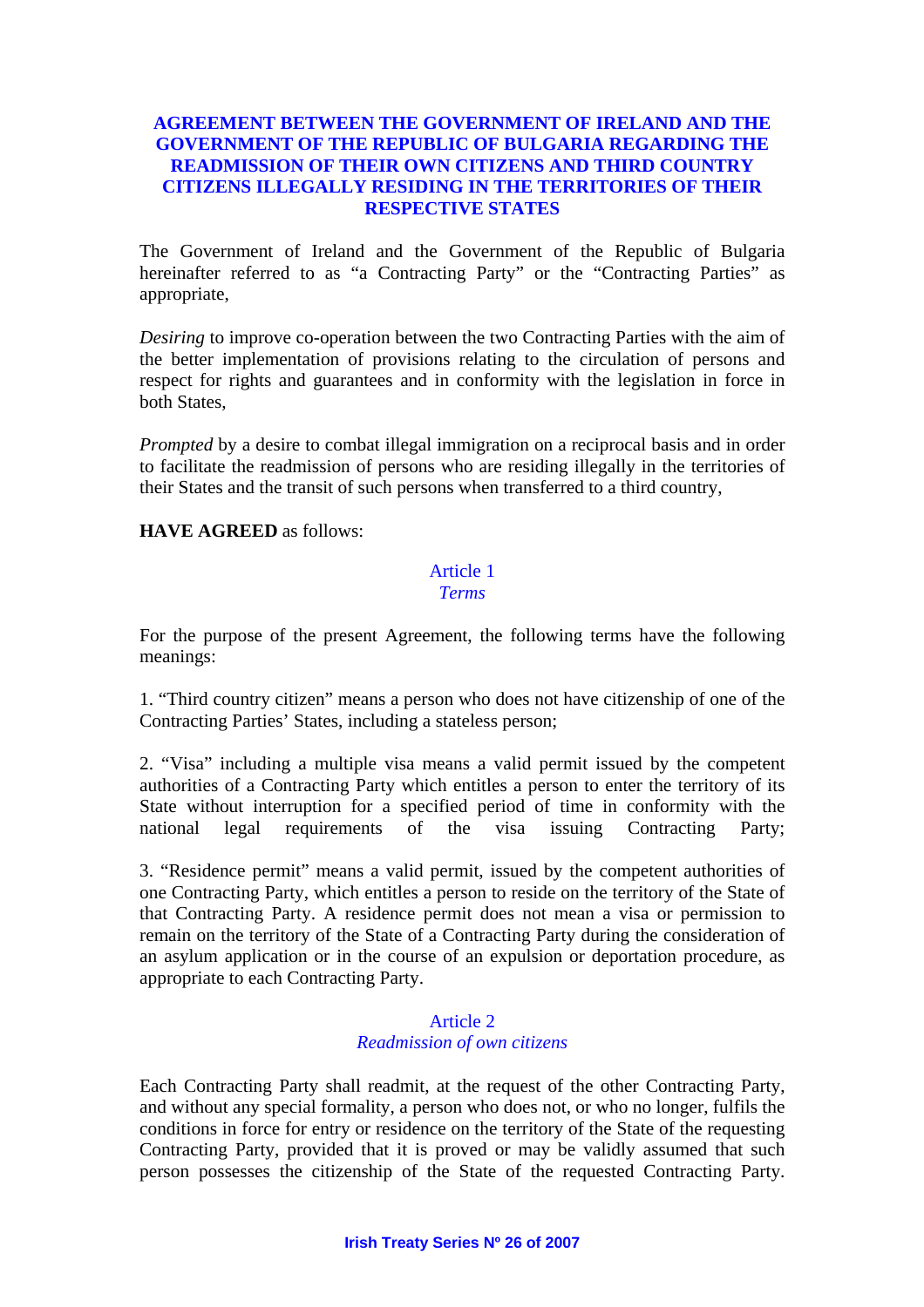# AGREEMENT BETWEEN THE GOVERNMENT OF IRELAND AND THE GOVERNMENT OF THE REPUBLIC OF BULGARIA REGARDING THE READMISSION OF THEIR OWN CITIZENS AND THIRD COUNTRY CITIZENS ILLEGALLY RESIDING IN THE TERRITORIES OF THEIR RESPECTIVE STATES

The Government of Ireland and the Government of the Republic of Bulgaria hereinafter referred to as "a Contracting Party" or the "Contracting Parties" as appropriate,

*Desiring* to improve co-operation between the two Contracting Parties with the aim of the better implementation of provisions relating to the circulation of persons and respect for rights and guarantees and in conformity with the legislation in force in both States,

*Prompted* by a desire to combat illegal immigration on a reciprocal basis and in order to facilitate the readmission of persons who are residing illegally in the territories of their States and the transit of such persons when transferred to a third country,

**HAVE AGREED** as follows:

## Article 1
### *Terms*

For the purpose of the present Agreement, the following terms have the following meanings:

1. "Third country citizen" means a person who does not have citizenship of one of the Contracting Parties' States, including a stateless person;

2. "Visa" including a multiple visa means a valid permit issued by the competent authorities of a Contracting Party which entitles a person to enter the territory of its State without interruption for a specified period of time in conformity with the national legal requirements of the visa issuing Contracting Party;

3. "Residence permit" means a valid permit, issued by the competent authorities of one Contracting Party, which entitles a person to reside on the territory of the State of that Contracting Party. A residence permit does not mean a visa or permission to remain on the territory of the State of a Contracting Party during the consideration of an asylum application or in the course of an expulsion or deportation procedure, as appropriate to each Contracting Party.

## Article 2
### *Readmission of own citizens*

Each Contracting Party shall readmit, at the request of the other Contracting Party, and without any special formality, a person who does not, or who no longer, fulfils the conditions in force for entry or residence on the territory of the State of the requesting Contracting Party, provided that it is proved or may be validly assumed that such person possesses the citizenship of the State of the requested Contracting Party.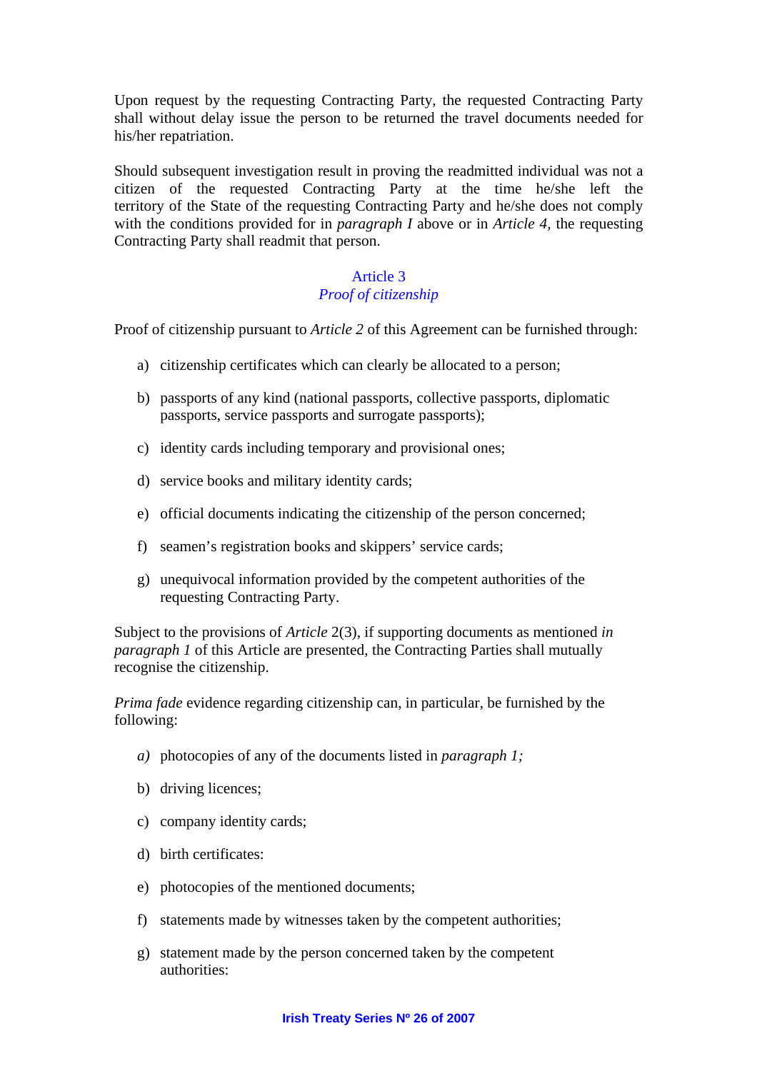Upon request by the requesting Contracting Party, the requested Contracting Party shall without delay issue the person to be returned the travel documents needed for his/her repatriation.

Should subsequent investigation result in proving the readmitted individual was not a citizen of the requested Contracting Party at the time he/she left the territory of the State of the requesting Contracting Party and he/she does not comply with the conditions provided for in *paragraph I* above or in *Article 4*, the requesting Contracting Party shall readmit that person.

## Article 3
### *Proof of citizenship*

Proof of citizenship pursuant to *Article 2* of this Agreement can be furnished through:

a) citizenship certificates which can clearly be allocated to a person;

b) passports of any kind (national passports, collective passports, diplomatic passports, service passports and surrogate passports);

c) identity cards including temporary and provisional ones;

d) service books and military identity cards;

e) official documents indicating the citizenship of the person concerned;

f) seamen's registration books and skippers' service cards;

g) unequivocal information provided by the competent authorities of the requesting Contracting Party.

Subject to the provisions of *Article* 2(3), if supporting documents as mentioned *in paragraph 1* of this Article are presented, the Contracting Parties shall mutually recognise the citizenship.

*Prima fade* evidence regarding citizenship can, in particular, be furnished by the following:

*a)* photocopies of any of the documents listed in *paragraph 1;*

b) driving licences;

c) company identity cards;

d) birth certificates:

e) photocopies of the mentioned documents;

f) statements made by witnesses taken by the competent authorities;

g) statement made by the person concerned taken by the competent authorities: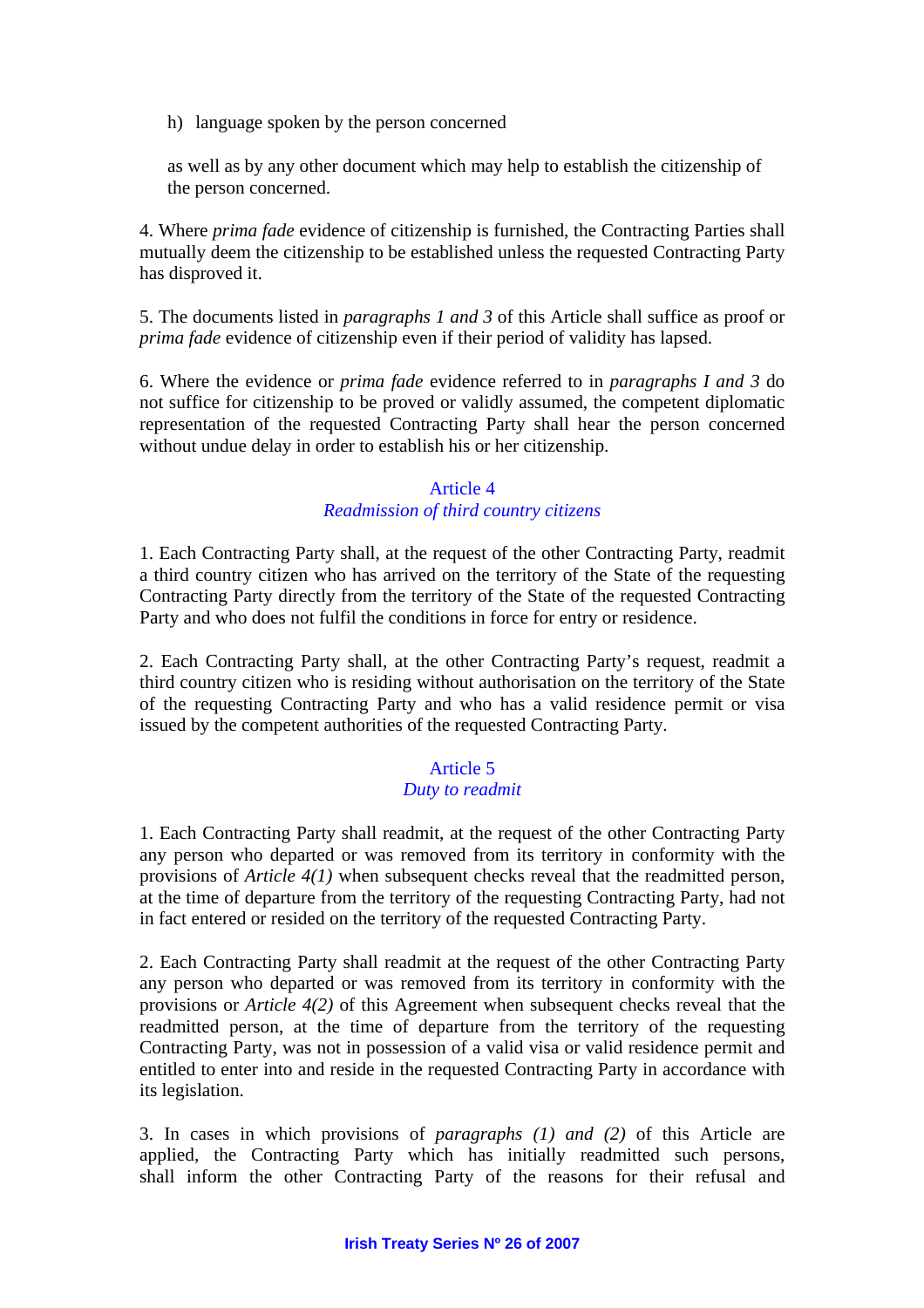h) language spoken by the person concerned

as well as by any other document which may help to establish the citizenship of the person concerned.

4. Where *prima fade* evidence of citizenship is furnished, the Contracting Parties shall mutually deem the citizenship to be established unless the requested Contracting Party has disproved it.

5. The documents listed in *paragraphs 1 and 3* of this Article shall suffice as proof or *prima fade* evidence of citizenship even if their period of validity has lapsed.

6. Where the evidence or *prima fade* evidence referred to in *paragraphs I and 3* do not suffice for citizenship to be proved or validly assumed, the competent diplomatic representation of the requested Contracting Party shall hear the person concerned without undue delay in order to establish his or her citizenship.

## Article 4
### *Readmission of third country citizens*

1. Each Contracting Party shall, at the request of the other Contracting Party, readmit a third country citizen who has arrived on the territory of the State of the requesting Contracting Party directly from the territory of the State of the requested Contracting Party and who does not fulfil the conditions in force for entry or residence.

2. Each Contracting Party shall, at the other Contracting Party's request, readmit a third country citizen who is residing without authorisation on the territory of the State of the requesting Contracting Party and who has a valid residence permit or visa issued by the competent authorities of the requested Contracting Party.

## Article 5
### *Duty to readmit*

1. Each Contracting Party shall readmit, at the request of the other Contracting Party any person who departed or was removed from its territory in conformity with the provisions of *Article 4(1)* when subsequent checks reveal that the readmitted person, at the time of departure from the territory of the requesting Contracting Party, had not in fact entered or resided on the territory of the requested Contracting Party.

2. Each Contracting Party shall readmit at the request of the other Contracting Party any person who departed or was removed from its territory in conformity with the provisions or *Article 4(2)* of this Agreement when subsequent checks reveal that the readmitted person, at the time of departure from the territory of the requesting Contracting Party, was not in possession of a valid visa or valid residence permit and entitled to enter into and reside in the requested Contracting Party in accordance with its legislation.

3. In cases in which provisions of *paragraphs (1) and (2)* of this Article are applied, the Contracting Party which has initially readmitted such persons, shall inform the other Contracting Party of the reasons for their refusal and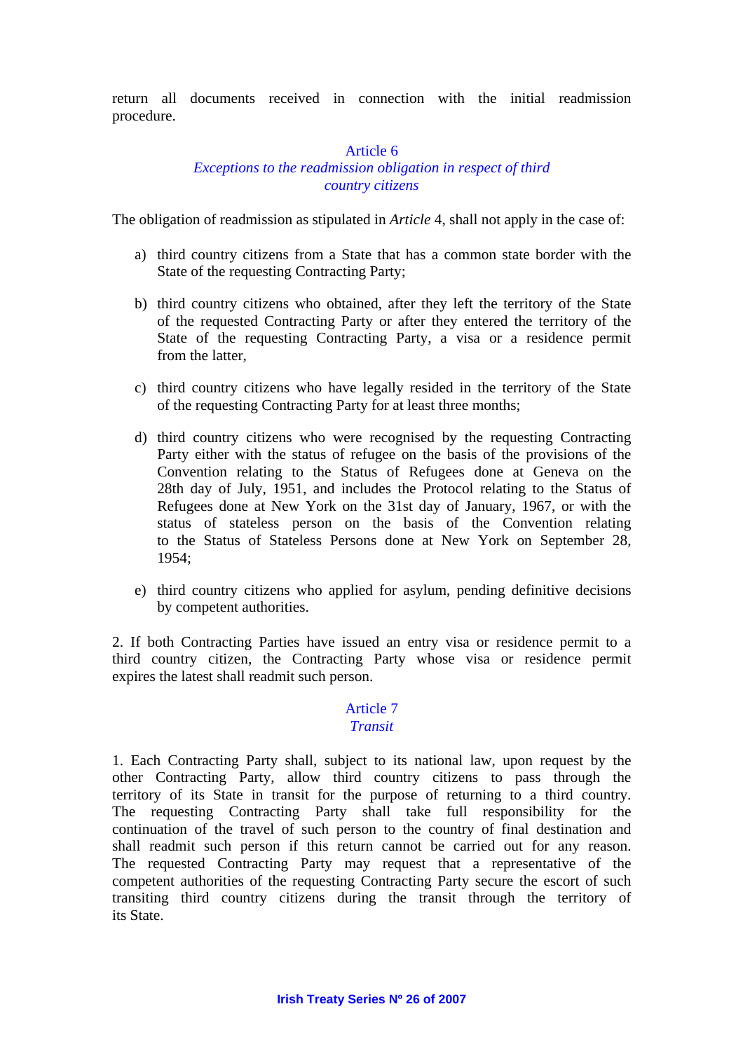return all documents received in connection with the initial readmission procedure.

## Article 6
### *Exceptions to the readmission obligation in respect of third country citizens*

The obligation of readmission as stipulated in *Article* 4, shall not apply in the case of:

a) third country citizens from a State that has a common state border with the State of the requesting Contracting Party;

b) third country citizens who obtained, after they left the territory of the State of the requested Contracting Party or after they entered the territory of the State of the requesting Contracting Party, a visa or a residence permit from the latter,

c) third country citizens who have legally resided in the territory of the State of the requesting Contracting Party for at least three months;

d) third country citizens who were recognised by the requesting Contracting Party either with the status of refugee on the basis of the provisions of the Convention relating to the Status of Refugees done at Geneva on the 28th day of July, 1951, and includes the Protocol relating to the Status of Refugees done at New York on the 31st day of January, 1967, or with the status of stateless person on the basis of the Convention relating to the Status of Stateless Persons done at New York on September 28, 1954;

e) third country citizens who applied for asylum, pending definitive decisions by competent authorities.

2. If both Contracting Parties have issued an entry visa or residence permit to a third country citizen, the Contracting Party whose visa or residence permit expires the latest shall readmit such person.

## Article 7
### *Transit*

1. Each Contracting Party shall, subject to its national law, upon request by the other Contracting Party, allow third country citizens to pass through the territory of its State in transit for the purpose of returning to a third country. The requesting Contracting Party shall take full responsibility for the continuation of the travel of such person to the country of final destination and shall readmit such person if this return cannot be carried out for any reason. The requested Contracting Party may request that a representative of the competent authorities of the requesting Contracting Party secure the escort of such transiting third country citizens during the transit through the territory of its State.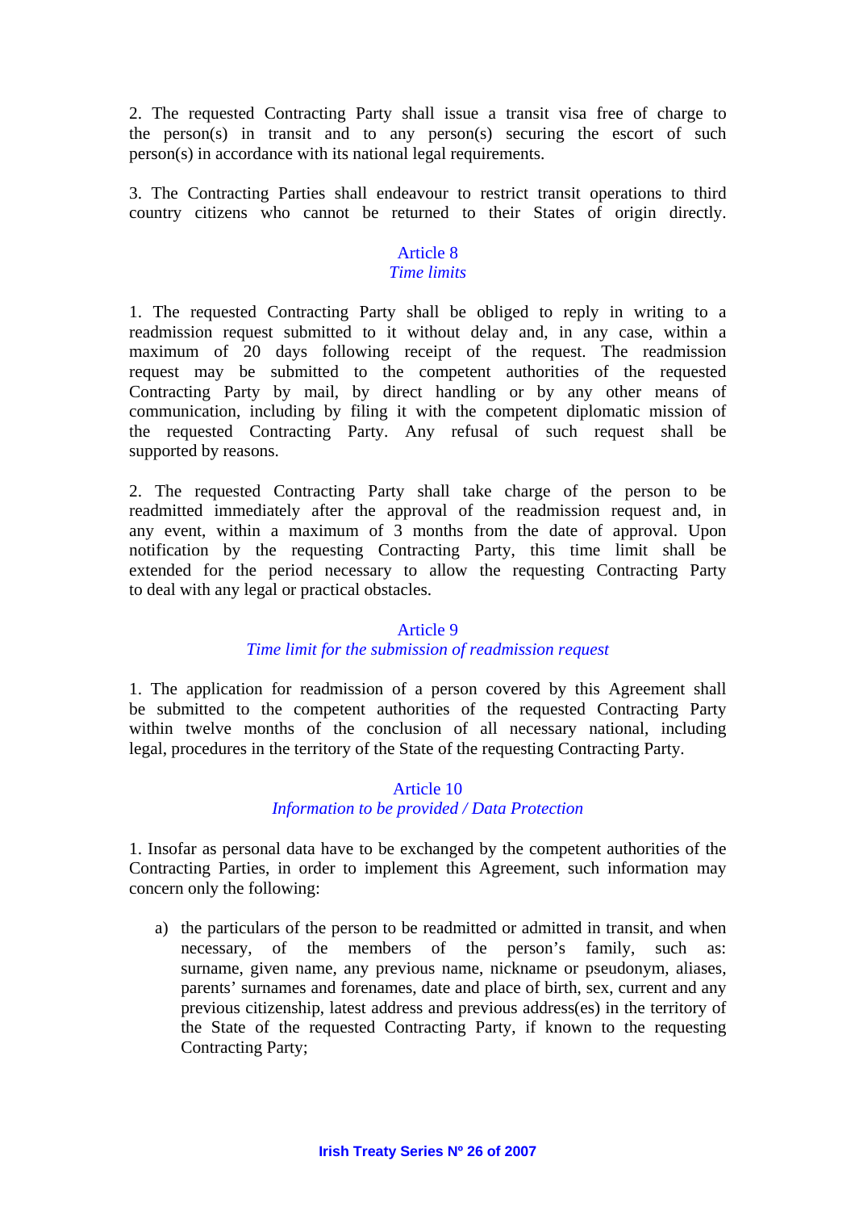2. The requested Contracting Party shall issue a transit visa free of charge to the person(s) in transit and to any person(s) securing the escort of such person(s) in accordance with its national legal requirements.

3. The Contracting Parties shall endeavour to restrict transit operations to third country citizens who cannot be returned to their States of origin directly.

## Article 8
### *Time limits*

1. The requested Contracting Party shall be obliged to reply in writing to a readmission request submitted to it without delay and, in any case, within a maximum of 20 days following receipt of the request. The readmission request may be submitted to the competent authorities of the requested Contracting Party by mail, by direct handling or by any other means of communication, including by filing it with the competent diplomatic mission of the requested Contracting Party. Any refusal of such request shall be supported by reasons.

2. The requested Contracting Party shall take charge of the person to be readmitted immediately after the approval of the readmission request and, in any event, within a maximum of 3 months from the date of approval. Upon notification by the requesting Contracting Party, this time limit shall be extended for the period necessary to allow the requesting Contracting Party to deal with any legal or practical obstacles.

## Article 9
### *Time limit for the submission of readmission request*

1. The application for readmission of a person covered by this Agreement shall be submitted to the competent authorities of the requested Contracting Party within twelve months of the conclusion of all necessary national, including legal, procedures in the territory of the State of the requesting Contracting Party.

## Article 10
### *Information to be provided / Data Protection*

1. Insofar as personal data have to be exchanged by the competent authorities of the Contracting Parties, in order to implement this Agreement, such information may concern only the following:

a) the particulars of the person to be readmitted or admitted in transit, and when necessary, of the members of the person's family, such as: surname, given name, any previous name, nickname or pseudonym, aliases, parents' surnames and forenames, date and place of birth, sex, current and any previous citizenship, latest address and previous address(es) in the territory of the State of the requested Contracting Party, if known to the requesting Contracting Party;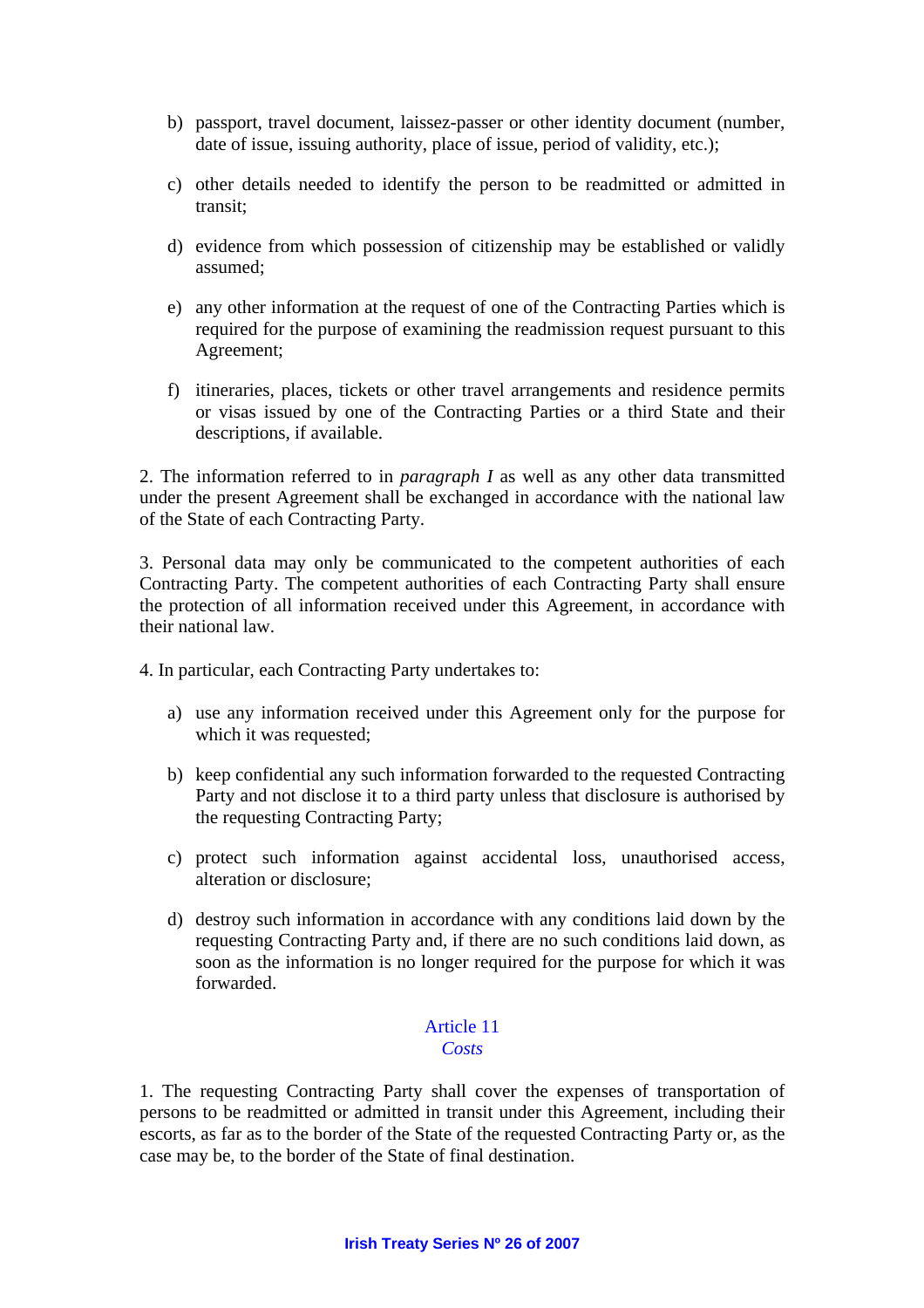b) passport, travel document, laissez-passer or other identity document (number, date of issue, issuing authority, place of issue, period of validity, etc.);

c) other details needed to identify the person to be readmitted or admitted in transit;

d) evidence from which possession of citizenship may be established or validly assumed;

e) any other information at the request of one of the Contracting Parties which is required for the purpose of examining the readmission request pursuant to this Agreement;

f) itineraries, places, tickets or other travel arrangements and residence permits or visas issued by one of the Contracting Parties or a third State and their descriptions, if available.

2. The information referred to in *paragraph I* as well as any other data transmitted under the present Agreement shall be exchanged in accordance with the national law of the State of each Contracting Party.

3. Personal data may only be communicated to the competent authorities of each Contracting Party. The competent authorities of each Contracting Party shall ensure the protection of all information received under this Agreement, in accordance with their national law.

4. In particular, each Contracting Party undertakes to:

a) use any information received under this Agreement only for the purpose for which it was requested;

b) keep confidential any such information forwarded to the requested Contracting Party and not disclose it to a third party unless that disclosure is authorised by the requesting Contracting Party;

c) protect such information against accidental loss, unauthorised access, alteration or disclosure;

d) destroy such information in accordance with any conditions laid down by the requesting Contracting Party and, if there are no such conditions laid down, as soon as the information is no longer required for the purpose for which it was forwarded.

## Article 11
### *Costs*

1. The requesting Contracting Party shall cover the expenses of transportation of persons to be readmitted or admitted in transit under this Agreement, including their escorts, as far as to the border of the State of the requested Contracting Party or, as the case may be, to the border of the State of final destination.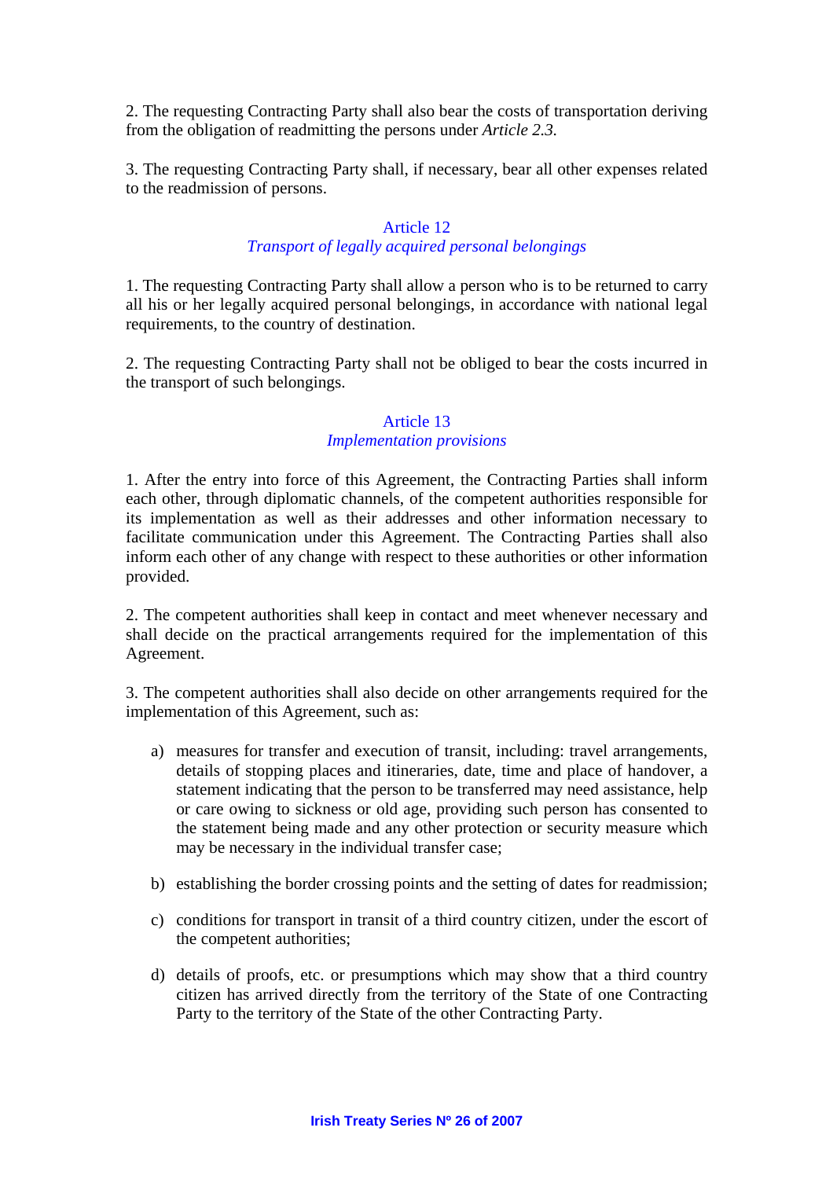2. The requesting Contracting Party shall also bear the costs of transportation deriving from the obligation of readmitting the persons under *Article 2.3.*

3. The requesting Contracting Party shall, if necessary, bear all other expenses related to the readmission of persons.

## Article 12
### *Transport of legally acquired personal belongings*

1. The requesting Contracting Party shall allow a person who is to be returned to carry all his or her legally acquired personal belongings, in accordance with national legal requirements, to the country of destination.

2. The requesting Contracting Party shall not be obliged to bear the costs incurred in the transport of such belongings.

## Article 13
### *Implementation provisions*

1. After the entry into force of this Agreement, the Contracting Parties shall inform each other, through diplomatic channels, of the competent authorities responsible for its implementation as well as their addresses and other information necessary to facilitate communication under this Agreement. The Contracting Parties shall also inform each other of any change with respect to these authorities or other information provided.

2. The competent authorities shall keep in contact and meet whenever necessary and shall decide on the practical arrangements required for the implementation of this Agreement.

3. The competent authorities shall also decide on other arrangements required for the implementation of this Agreement, such as:

a) measures for transfer and execution of transit, including: travel arrangements, details of stopping places and itineraries, date, time and place of handover, a statement indicating that the person to be transferred may need assistance, help or care owing to sickness or old age, providing such person has consented to the statement being made and any other protection or security measure which may be necessary in the individual transfer case;

b) establishing the border crossing points and the setting of dates for readmission;

c) conditions for transport in transit of a third country citizen, under the escort of the competent authorities;

d) details of proofs, etc. or presumptions which may show that a third country citizen has arrived directly from the territory of the State of one Contracting Party to the territory of the State of the other Contracting Party.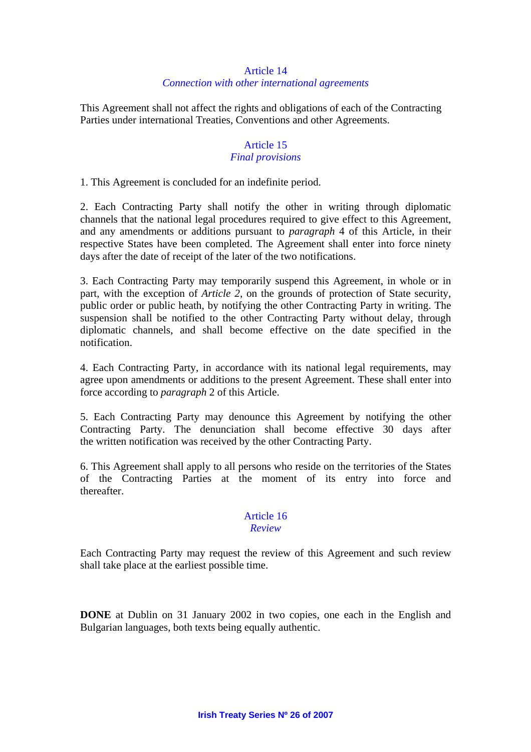## Article 14
*Connection with other international agreements*

This Agreement shall not affect the rights and obligations of each of the Contracting Parties under international Treaties, Conventions and other Agreements.

## Article 15
*Final provisions*

1. This Agreement is concluded for an indefinite period.

2. Each Contracting Party shall notify the other in writing through diplomatic channels that the national legal procedures required to give effect to this Agreement, and any amendments or additions pursuant to *paragraph* 4 of this Article, in their respective States have been completed. The Agreement shall enter into force ninety days after the date of receipt of the later of the two notifications.

3. Each Contracting Party may temporarily suspend this Agreement, in whole or in part, with the exception of *Article 2*, on the grounds of protection of State security, public order or public heath, by notifying the other Contracting Party in writing. The suspension shall be notified to the other Contracting Party without delay, through diplomatic channels, and shall become effective on the date specified in the notification.

4. Each Contracting Party, in accordance with its national legal requirements, may agree upon amendments or additions to the present Agreement. These shall enter into force according to *paragraph* 2 of this Article.

5. Each Contracting Party may denounce this Agreement by notifying the other Contracting Party. The denunciation shall become effective 30 days after the written notification was received by the other Contracting Party.

6. This Agreement shall apply to all persons who reside on the territories of the States of the Contracting Parties at the moment of its entry into force and thereafter.

## Article 16
*Review*

Each Contracting Party may request the review of this Agreement and such review shall take place at the earliest possible time.

**DONE** at Dublin on 31 January 2002 in two copies, one each in the English and Bulgarian languages, both texts being equally authentic.